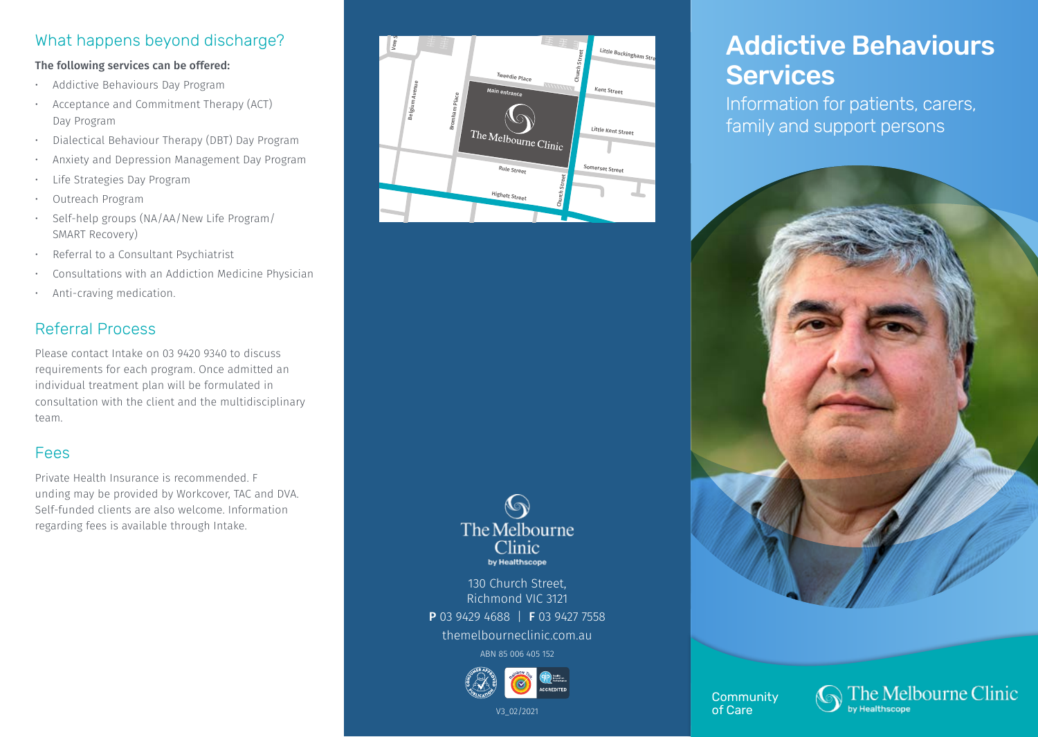## What happens beyond discharge?

**The following services can be offered:**

- Addictive Behaviours Day Program
- Acceptance and Commitment Therapy (ACT) Day Program
- Dialectical Behaviour Therapy (DBT) Day Program
- Anxiety and Depression Management Day Program
- Life Strategies Day Program
- Outreach Program
- Self-help groups (NA/AA/New Life Program/ SMART Recovery)
- Referral to a Consultant Psychiatrist
- Consultations with an Addiction Medicine Physician
- Anti-craving medication.

## Referral Process

Please contact Intake on 03 9420 9340 to discuss requirements for each program. Once admitted an individual treatment plan will be formulated in consultation with the client and the multidisciplinary team.

## Fees

Private Health Insurance is recommended. F unding may be provided by Workcover, TAC and DVA. Self-funded clients are also welcome. Information regarding fees is available through Intake.

The Melbourne Clinic
by Healthscope

130 Church Street,
Richmond VIC 3121

**P** 03 9429 4688 | **F** 03 9427 7558

themelbourneclinic.com.au

ABN 85 006 405 152

V3_02/2021

# Addictive Behaviours Services

Information for patients, carers, family and support persons

Community of Care

The Melbourne Clinic by Healthscope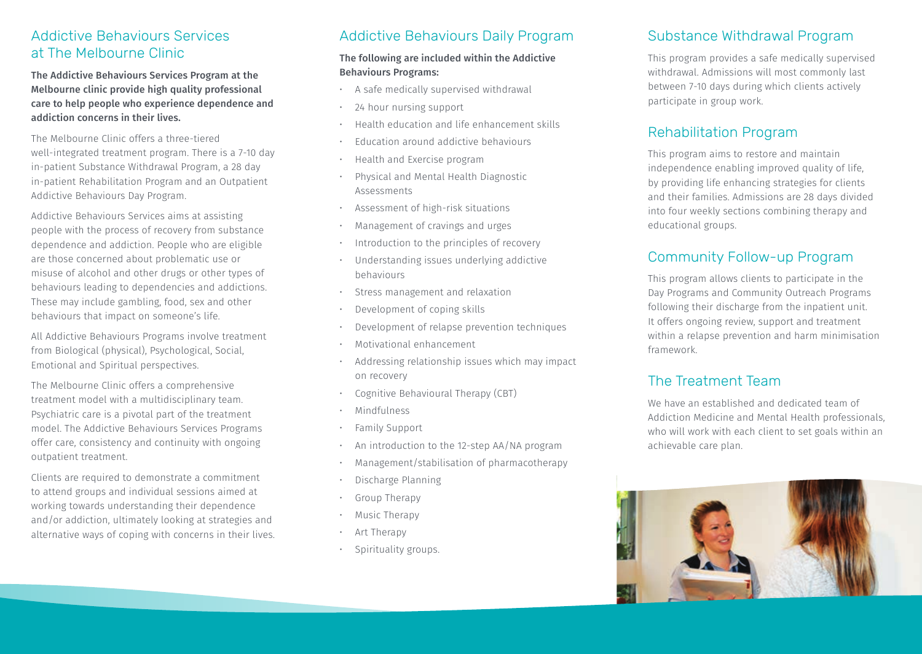## Addictive Behaviours Services at The Melbourne Clinic

**The Addictive Behaviours Services Program at the Melbourne clinic provide high quality professional care to help people who experience dependence and addiction concerns in their lives.**

The Melbourne Clinic offers a three-tiered well-integrated treatment program. There is a 7-10 day in-patient Substance Withdrawal Program, a 28 day in-patient Rehabilitation Program and an Outpatient Addictive Behaviours Day Program.

Addictive Behaviours Services aims at assisting people with the process of recovery from substance dependence and addiction. People who are eligible are those concerned about problematic use or misuse of alcohol and other drugs or other types of behaviours leading to dependencies and addictions. These may include gambling, food, sex and other behaviours that impact on someone's life.

All Addictive Behaviours Programs involve treatment from Biological (physical), Psychological, Social, Emotional and Spiritual perspectives.

The Melbourne Clinic offers a comprehensive treatment model with a multidisciplinary team. Psychiatric care is a pivotal part of the treatment model. The Addictive Behaviours Services Programs offer care, consistency and continuity with ongoing outpatient treatment.

Clients are required to demonstrate a commitment to attend groups and individual sessions aimed at working towards understanding their dependence and/or addiction, ultimately looking at strategies and alternative ways of coping with concerns in their lives.

## Addictive Behaviours Daily Program

**The following are included within the Addictive Behaviours Programs:**

- A safe medically supervised withdrawal
- 24 hour nursing support
- Health education and life enhancement skills
- Education around addictive behaviours
- Health and Exercise program
- Physical and Mental Health Diagnostic Assessments
- Assessment of high-risk situations
- Management of cravings and urges
- Introduction to the principles of recovery
- Understanding issues underlying addictive behaviours
- Stress management and relaxation
- Development of coping skills
- Development of relapse prevention techniques
- Motivational enhancement
- Addressing relationship issues which may impact on recovery
- Cognitive Behavioural Therapy (CBT)
- Mindfulness
- Family Support
- An introduction to the 12-step AA/NA program
- Management/stabilisation of pharmacotherapy
- Discharge Planning
- Group Therapy
- Music Therapy
- Art Therapy
- Spirituality groups.

## Substance Withdrawal Program

This program provides a safe medically supervised withdrawal. Admissions will most commonly last between 7-10 days during which clients actively participate in group work.

## Rehabilitation Program

This program aims to restore and maintain independence enabling improved quality of life, by providing life enhancing strategies for clients and their families. Admissions are 28 days divided into four weekly sections combining therapy and educational groups.

## Community Follow-up Program

This program allows clients to participate in the Day Programs and Community Outreach Programs following their discharge from the inpatient unit. It offers ongoing review, support and treatment within a relapse prevention and harm minimisation framework.

## The Treatment Team

We have an established and dedicated team of Addiction Medicine and Mental Health professionals, who will work with each client to set goals within an achievable care plan.